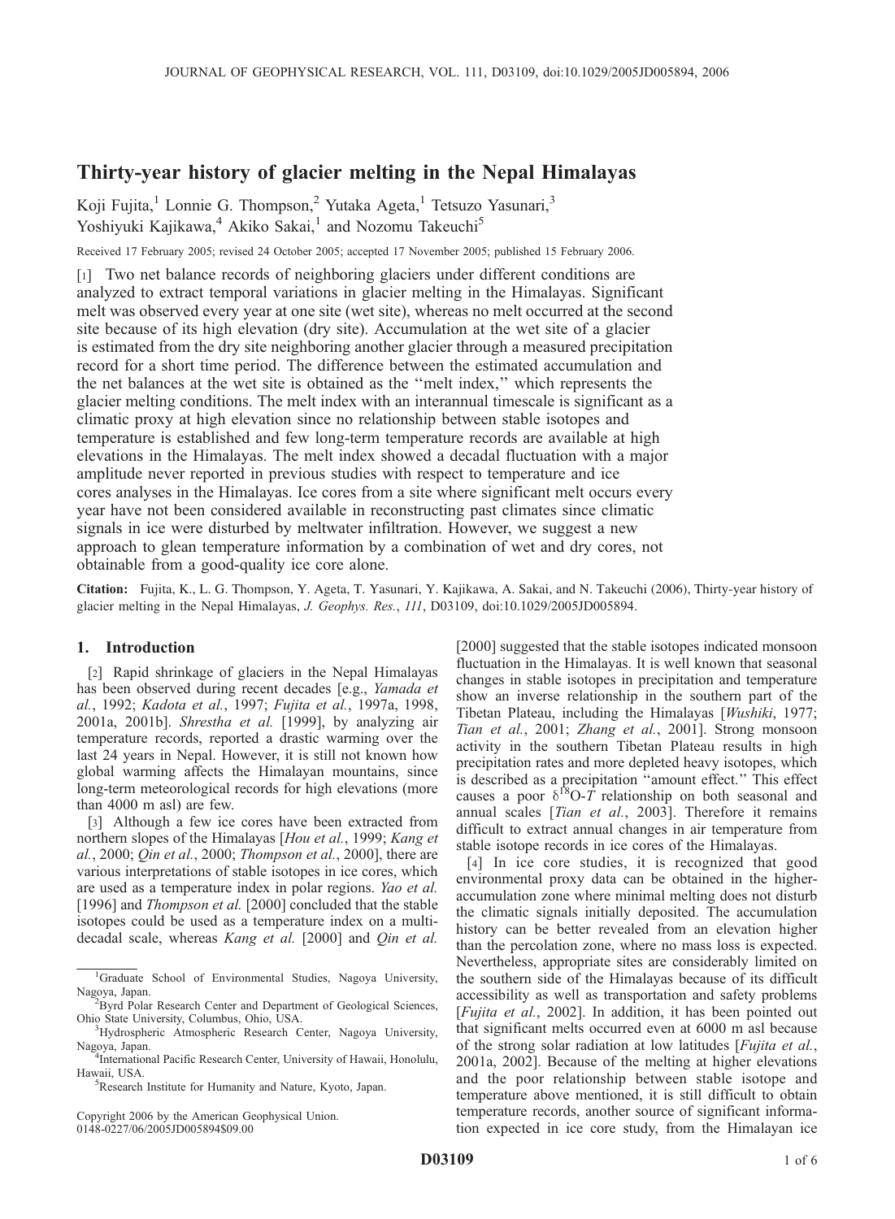# Thirty-year history of glacier melting in the Nepal Himalayas

Koji Fujita,[1] Lonnie G. Thompson,[2] Yutaka Ageta,[1] Tetsuzo Yasunari,[3] Yoshiyuki Kajikawa,[4] Akiko Sakai,[1] and Nozomu Takeuchi[5]

Received 17 February 2005; revised 24 October 2005; accepted 17 November 2005; published 15 February 2006.

[1] Two net balance records of neighboring glaciers under different conditions are analyzed to extract temporal variations in glacier melting in the Himalayas. Significant melt was observed every year at one site (wet site), whereas no melt occurred at the second site because of its high elevation (dry site). Accumulation at the wet site of a glacier is estimated from the dry site neighboring another glacier through a measured precipitation record for a short time period. The difference between the estimated accumulation and the net balances at the wet site is obtained as the ''melt index,'' which represents the glacier melting conditions. The melt index with an interannual timescale is significant as a climatic proxy at high elevation since no relationship between stable isotopes and temperature is established and few long-term temperature records are available at high elevations in the Himalayas. The melt index showed a decadal fluctuation with a major amplitude never reported in previous studies with respect to temperature and ice cores analyses in the Himalayas. Ice cores from a site where significant melt occurs every year have not been considered available in reconstructing past climates since climatic signals in ice were disturbed by meltwater infiltration. However, we suggest a new approach to glean temperature information by a combination of wet and dry cores, not obtainable from a good-quality ice core alone.

**Citation:** Fujita, K., L. G. Thompson, Y. Ageta, T. Yasunari, Y. Kajikawa, A. Sakai, and N. Takeuchi (2006), Thirty-year history of glacier melting in the Nepal Himalayas, *J. Geophys. Res.*, *111*, D03109, doi:10.1029/2005JD005894.

## 1. Introduction

[2] Rapid shrinkage of glaciers in the Nepal Himalayas has been observed during recent decades [e.g., *Yamada et al.*, 1992; *Kadota et al.*, 1997; *Fujita et al.*, 1997a, 1998, 2001a, 2001b]. *Shrestha et al.* [1999], by analyzing air temperature records, reported a drastic warming over the last 24 years in Nepal. However, it is still not known how global warming affects the Himalayan mountains, since long-term meteorological records for high elevations (more than 4000 m asl) are few.

[3] Although a few ice cores have been extracted from northern slopes of the Himalayas [*Hou et al.*, 1999; *Kang et al.*, 2000; *Qin et al.*, 2000; *Thompson et al.*, 2000], there are various interpretations of stable isotopes in ice cores, which are used as a temperature index in polar regions. *Yao et al.* [1996] and *Thompson et al.* [2000] concluded that the stable isotopes could be used as a temperature index on a multi-decadal scale, whereas *Kang et al.* [2000] and *Qin et al.* [2000] suggested that the stable isotopes indicated monsoon fluctuation in the Himalayas. It is well known that seasonal changes in stable isotopes in precipitation and temperature show an inverse relationship in the southern part of the Tibetan Plateau, including the Himalayas [*Wushiki*, 1977; *Tian et al.*, 2001; *Zhang et al.*, 2001]. Strong monsoon activity in the southern Tibetan Plateau results in high precipitation rates and more depleted heavy isotopes, which is described as a precipitation ''amount effect.'' This effect causes a poor $\delta^{18}$O-$T$ relationship on both seasonal and annual scales [*Tian et al.*, 2003]. Therefore it remains difficult to extract annual changes in air temperature from stable isotope records in ice cores of the Himalayas.

[4] In ice core studies, it is recognized that good environmental proxy data can be obtained in the higher-accumulation zone where minimal melting does not disturb the climatic signals initially deposited. The accumulation history can be better revealed from an elevation higher than the percolation zone, where no mass loss is expected. Nevertheless, appropriate sites are considerably limited on the southern side of the Himalayas because of its difficult accessibility as well as transportation and safety problems [*Fujita et al.*, 2002]. In addition, it has been pointed out that significant melts occurred even at 6000 m asl because of the strong solar radiation at low latitudes [*Fujita et al.*, 2001a, 2002]. Because of the melting at higher elevations and the poor relationship between stable isotope and temperature above mentioned, it is still difficult to obtain temperature records, another source of significant information expected in ice core study, from the Himalayan ice

---

[1] Graduate School of Environmental Studies, Nagoya University, Nagoya, Japan.

[2] Byrd Polar Research Center and Department of Geological Sciences, Ohio State University, Columbus, Ohio, USA.

[3] Hydrospheric Atmospheric Research Center, Nagoya University, Nagoya, Japan.

[4] International Pacific Research Center, University of Hawaii, Honolulu, Hawaii, USA.

[5] Research Institute for Humanity and Nature, Kyoto, Japan.

Copyright 2006 by the American Geophysical Union.
0148-0227/06/2005JD005894$09.00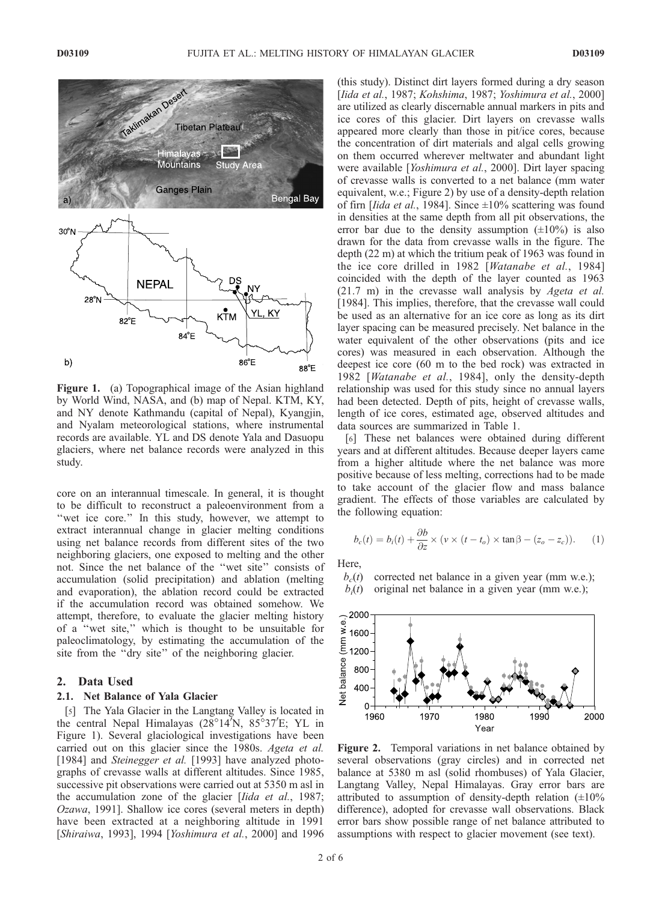Figure 1. (a) Topographical image of the Asian highland by World Wind, NASA, and (b) map of Nepal. KTM, KY, and NY denote Kathmandu (capital of Nepal), Kyangjin, and Nyalam meteorological stations, where instrumental records are available. YL and DS denote Yala and Dasuopu glaciers, where net balance records were analyzed in this study.

core on an interannual timescale. In general, it is thought to be difficult to reconstruct a paleoenvironment from a "wet ice core." In this study, however, we attempt to extract interannual change in glacier melting conditions using net balance records from different sites of the two neighboring glaciers, one exposed to melting and the other not. Since the net balance of the "wet site" consists of accumulation (solid precipitation) and ablation (melting and evaporation), the ablation record could be extracted if the accumulation record was obtained somehow. We attempt, therefore, to evaluate the glacier melting history of a "wet site," which is thought to be unsuitable for paleoclimatology, by estimating the accumulation of the site from the "dry site" of the neighboring glacier.

## 2. Data Used

### 2.1. Net Balance of Yala Glacier

[5] The Yala Glacier in the Langtang Valley is located in the central Nepal Himalayas (28°14′N, 85°37′E; YL in Figure 1). Several glaciological investigations have been carried out on this glacier since the 1980s. *Ageta et al.* [1984] and *Steinegger et al.* [1993] have analyzed photographs of crevasse walls at different altitudes. Since 1985, successive pit observations were carried out at 5350 m asl in the accumulation zone of the glacier [*Iida et al.*, 1987; *Ozawa*, 1991]. Shallow ice cores (several meters in depth) have been extracted at a neighboring altitude in 1991 [*Shiraiwa*, 1993], 1994 [*Yoshimura et al.*, 2000] and 1996 (this study). Distinct dirt layers formed during a dry season [*Iida et al.*, 1987; *Kohshima*, 1987; *Yoshimura et al.*, 2000] are utilized as clearly discernable annual markers in pits and ice cores of this glacier. Dirt layers on crevasse walls appeared more clearly than those in pit/ice cores, because the concentration of dirt materials and algal cells growing on them occurred wherever meltwater and abundant light were available [*Yoshimura et al.*, 2000]. Dirt layer spacing of crevasse walls is converted to a net balance (mm water equivalent, w.e.; Figure 2) by use of a density-depth relation of firn [*Iida et al.*, 1984]. Since ±10% scattering was found in densities at the same depth from all pit observations, the error bar due to the density assumption (±10%) is also drawn for the data from crevasse walls in the figure. The depth (22 m) at which the tritium peak of 1963 was found in the ice core drilled in 1982 [*Watanabe et al.*, 1984] coincided with the depth of the layer counted as 1963 (21.7 m) in the crevasse wall analysis by *Ageta et al.* [1984]. This implies, therefore, that the crevasse wall could be used as an alternative for an ice core as long as its dirt layer spacing can be measured precisely. Net balance in the water equivalent of the other observations (pits and ice cores) was measured in each observation. Although the deepest ice core (60 m to the bed rock) was extracted in 1982 [*Watanabe et al.*, 1984], only the density-depth relationship was used for this study since no annual layers had been detected. Depth of pits, height of crevasse walls, length of ice cores, estimated age, observed altitudes and data sources are summarized in Table 1.

[6] These net balances were obtained during different years and at different altitudes. Because deeper layers came from a higher altitude where the net balance was more positive because of less melting, corrections had to be made to take account of the glacier flow and mass balance gradient. The effects of those variables are calculated by the following equation:

$$b_c(t) = b_i(t) + \frac{\partial b}{\partial z} \times (v \times (t - t_o) \times \tan\beta - (z_o - z_c)). \quad (1)$$

Here,

$b_c(t)$ corrected net balance in a given year (mm w.e.);

$b_i(t)$ original net balance in a given year (mm w.e.);

Figure 2. Temporal variations in net balance obtained by several observations (gray circles) and in corrected net balance at 5380 m asl (solid rhombuses) of Yala Glacier, Langtang Valley, Nepal Himalayas. Gray error bars are attributed to assumption of density-depth relation (±10% difference), adopted for crevasse wall observations. Black error bars show possible range of net balance attributed to assumptions with respect to glacier movement (see text).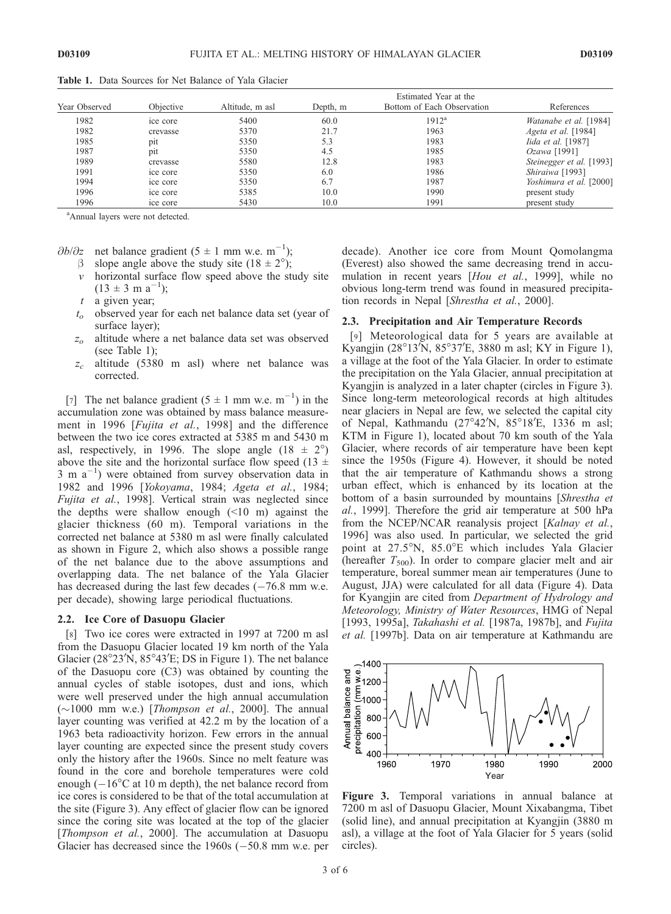**Table 1.** Data Sources for Net Balance of Yala Glacier

| Year Observed | Objective | Altitude, m asl | Depth, m | Estimated Year at the Bottom of Each Observation | References |
|---|---|---|---|---|---|
| 1982 | ice core | 5400 | 60.0 | 1912[a] | *Watanabe et al.* [1984] |
| 1982 | crevasse | 5370 | 21.7 | 1963 | *Ageta et al.* [1984] |
| 1985 | pit | 5350 | 5.3 | 1983 | *Iida et al.* [1987] |
| 1987 | pit | 5350 | 4.5 | 1985 | *Ozawa* [1991] |
| 1989 | crevasse | 5580 | 12.8 | 1983 | *Steinegger et al.* [1993] |
| 1991 | ice core | 5350 | 6.0 | 1986 | *Shiraiwa* [1993] |
| 1994 | ice core | 5350 | 6.7 | 1987 | *Yoshimura et al.* [2000] |
| 1996 | ice core | 5385 | 10.0 | 1990 | present study |
| 1996 | ice core | 5430 | 10.0 | 1991 | present study |

[a]Annual layers were not detected.

- $\partial b/\partial z$ net balance gradient ($5 \pm 1$ mm w.e. $m^{-1}$);
- $\beta$ slope angle above the study site ($18 \pm 2°$);
- $v$ horizontal surface flow speed above the study site ($13 \pm 3$ m $a^{-1}$);
- $t$ a given year;
- $t_o$ observed year for each net balance data set (year of surface layer);
- $z_o$ altitude where a net balance data set was observed (see Table 1);
- $z_c$ altitude (5380 m asl) where net balance was corrected.

[7] The net balance gradient ($5 \pm 1$ mm w.e. $m^{-1}$) in the accumulation zone was obtained by mass balance measurement in 1996 [*Fujita et al.*, 1998] and the difference between the two ice cores extracted at 5385 m and 5430 m asl, respectively, in 1996. The slope angle ($18 \pm 2°$) above the site and the horizontal surface flow speed ($13 \pm 3$ m $a^{-1}$) were obtained from survey observation data in 1982 and 1996 [*Yokoyama*, 1984; *Ageta et al.*, 1984; *Fujita et al.*, 1998]. Vertical strain was neglected since the depths were shallow enough (<10 m) against the glacier thickness (60 m). Temporal variations in the corrected net balance at 5380 m asl were finally calculated as shown in Figure 2, which also shows a possible range of the net balance due to the above assumptions and overlapping data. The net balance of the Yala Glacier has decreased during the last few decades (−76.8 mm w.e. per decade), showing large periodical fluctuations.

## 2.2. Ice Core of Dasuopu Glacier

[8] Two ice cores were extracted in 1997 at 7200 m asl from the Dasuopu Glacier located 19 km north of the Yala Glacier (28°23′N, 85°43′E; DS in Figure 1). The net balance of the Dasuopu core (C3) was obtained by counting the annual cycles of stable isotopes, dust and ions, which were well preserved under the high annual accumulation (~1000 mm w.e.) [*Thompson et al.*, 2000]. The annual layer counting was verified at 42.2 m by the location of a 1963 beta radioactivity horizon. Few errors in the annual layer counting are expected since the present study covers only the history after the 1960s. Since no melt feature was found in the core and borehole temperatures were cold enough (−16°C at 10 m depth), the net balance record from ice cores is considered to be that of the total accumulation at the site (Figure 3). Any effect of glacier flow can be ignored since the coring site was located at the top of the glacier [*Thompson et al.*, 2000]. The accumulation at Dasuopu Glacier has decreased since the 1960s (−50.8 mm w.e. per decade). Another ice core from Mount Qomolangma (Everest) also showed the same decreasing trend in accumulation in recent years [*Hou et al.*, 1999], while no obvious long-term trend was found in measured precipitation records in Nepal [*Shrestha et al.*, 2000].

## 2.3. Precipitation and Air Temperature Records

[9] Meteorological data for 5 years are available at Kyangjin (28°13′N, 85°37′E, 3880 m asl; KY in Figure 1), a village at the foot of the Yala Glacier. In order to estimate the precipitation on the Yala Glacier, annual precipitation at Kyangjin is analyzed in a later chapter (circles in Figure 3). Since long-term meteorological records at high altitudes near glaciers in Nepal are few, we selected the capital city of Nepal, Kathmandu (27°42′N, 85°18′E, 1336 m asl; KTM in Figure 1), located about 70 km south of the Yala Glacier, where records of air temperature have been kept since the 1950s (Figure 4). However, it should be noted that the air temperature of Kathmandu shows a strong urban effect, which is enhanced by its location at the bottom of a basin surrounded by mountains [*Shrestha et al.*, 1999]. Therefore the grid air temperature at 500 hPa from the NCEP/NCAR reanalysis project [*Kalnay et al.*, 1996] was also used. In particular, we selected the grid point at 27.5°N, 85.0°E which includes Yala Glacier (hereafter $T_{500}$). In order to compare glacier melt and air temperature, boreal summer mean air temperatures (June to August, JJA) were calculated for all data (Figure 4). Data for Kyangjin are cited from *Department of Hydrology and Meteorology, Ministry of Water Resources*, HMG of Nepal [1993, 1995a], *Takahashi et al.* [1987a, 1987b], and *Fujita et al.* [1997b]. Data on air temperature at Kathmandu are

**Figure 3.** Temporal variations in annual balance at 7200 m asl of Dasuopu Glacier, Mount Xixabangma, Tibet (solid line), and annual precipitation at Kyangjin (3880 m asl), a village at the foot of Yala Glacier for 5 years (solid circles).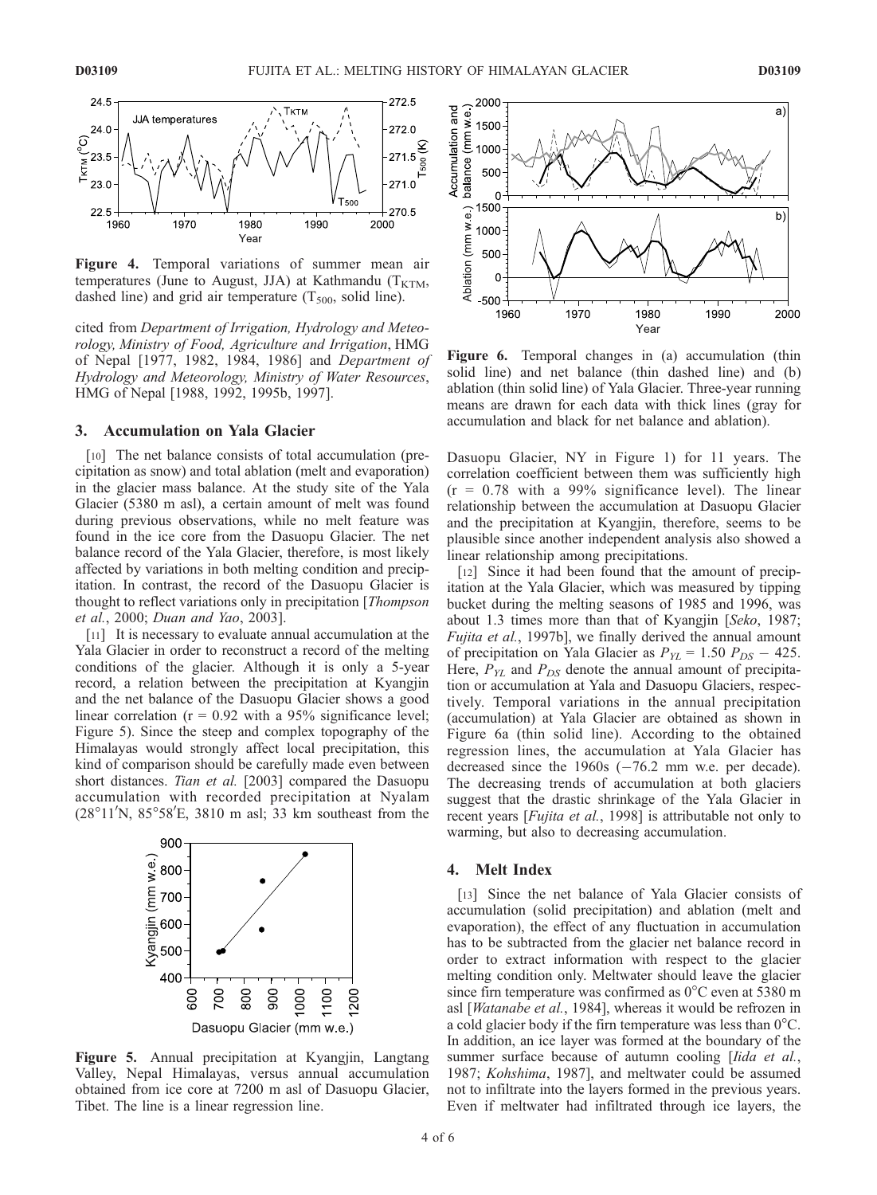Figure 4. Temporal variations of summer mean air temperatures (June to August, JJA) at Kathmandu ($T_{KTM}$, dashed line) and grid air temperature ($T_{500}$, solid line).

cited from *Department of Irrigation, Hydrology and Meteorology, Ministry of Food, Agriculture and Irrigation*, HMG of Nepal [1977, 1982, 1984, 1986] and *Department of Hydrology and Meteorology, Ministry of Water Resources*, HMG of Nepal [1988, 1992, 1995b, 1997].

## 3. Accumulation on Yala Glacier

[10] The net balance consists of total accumulation (precipitation as snow) and total ablation (melt and evaporation) in the glacier mass balance. At the study site of the Yala Glacier (5380 m asl), a certain amount of melt was found during previous observations, while no melt feature was found in the ice core from the Dasuopu Glacier. The net balance record of the Yala Glacier, therefore, is most likely affected by variations in both melting condition and precipitation. In contrast, the record of the Dasuopu Glacier is thought to reflect variations only in precipitation [*Thompson et al.*, 2000; *Duan and Yao*, 2003].

[11] It is necessary to evaluate annual accumulation at the Yala Glacier in order to reconstruct a record of the melting conditions of the glacier. Although it is only a 5-year record, a relation between the precipitation at Kyangjin and the net balance of the Dasuopu Glacier shows a good linear correlation ($r = 0.92$ with a 95% significance level; Figure 5). Since the steep and complex topography of the Himalayas would strongly affect local precipitation, this kind of comparison should be carefully made even between short distances. *Tian et al.* [2003] compared the Dasuopu accumulation with recorded precipitation at Nyalam (28°11′N, 85°58′E, 3810 m asl; 33 km southeast from the Dasuopu Glacier, NY in Figure 1) for 11 years. The correlation coefficient between them was sufficiently high ($r = 0.78$ with a 99% significance level). The linear relationship between the accumulation at Dasuopu Glacier and the precipitation at Kyangjin, therefore, seems to be plausible since another independent analysis also showed a linear relationship among precipitations.

Figure 5. Annual precipitation at Kyangjin, Langtang Valley, Nepal Himalayas, versus annual accumulation obtained from ice core at 7200 m asl of Dasuopu Glacier, Tibet. The line is a linear regression line.

[12] Since it had been found that the amount of precipitation at the Yala Glacier, which was measured by tipping bucket during the melting seasons of 1985 and 1996, was about 1.3 times more than that of Kyangjin [*Seko*, 1987; *Fujita et al.*, 1997b], we finally derived the annual amount of precipitation on Yala Glacier as $P_{YL} = 1.50\ P_{DS} - 425$. Here, $P_{YL}$ and $P_{DS}$ denote the annual amount of precipitation or accumulation at Yala and Dasuopu Glaciers, respectively. Temporal variations in the annual precipitation (accumulation) at Yala Glacier are obtained as shown in Figure 6a (thin solid line). According to the obtained regression lines, the accumulation at Yala Glacier has decreased since the 1960s (−76.2 mm w.e. per decade). The decreasing trends of accumulation at both glaciers suggest that the drastic shrinkage of the Yala Glacier in recent years [*Fujita et al.*, 1998] is attributable not only to warming, but also to decreasing accumulation.

Figure 6. Temporal changes in (a) accumulation (thin solid line) and net balance (thin dashed line) and (b) ablation (thin solid line) of Yala Glacier. Three-year running means are drawn for each data with thick lines (gray for accumulation and black for net balance and ablation).

## 4. Melt Index

[13] Since the net balance of Yala Glacier consists of accumulation (solid precipitation) and ablation (melt and evaporation), the effect of any fluctuation in accumulation has to be subtracted from the glacier net balance record in order to extract information with respect to the glacier melting condition only. Meltwater should leave the glacier since firn temperature was confirmed as 0°C even at 5380 m asl [*Watanabe et al.*, 1984], whereas it would be refrozen in a cold glacier body if the firn temperature was less than 0°C. In addition, an ice layer was formed at the boundary of the summer surface because of autumn cooling [*Iida et al.*, 1987; *Kohshima*, 1987], and meltwater could be assumed not to infiltrate into the layers formed in the previous years. Even if meltwater had infiltrated through ice layers, the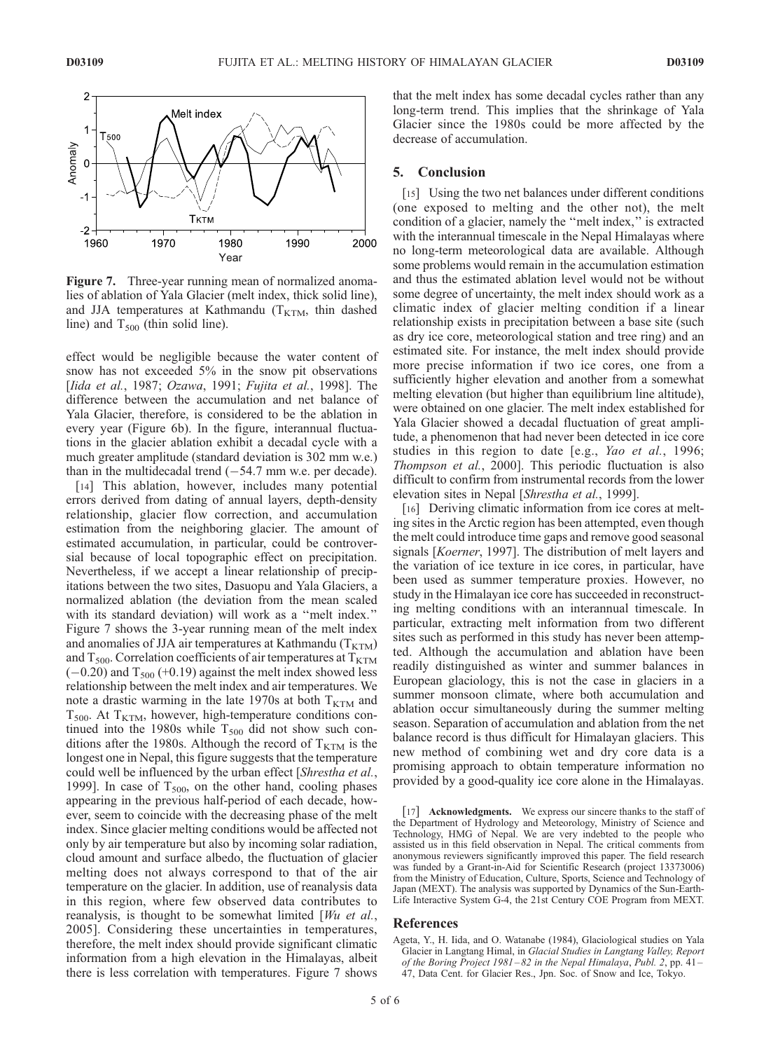2
1
0
-1
-2
Anomaly
1960 1970 1980 1990 2000
Year
Melt index
$T_{500}$
$T_{KTM}$

**Figure 7.** Three-year running mean of normalized anomalies of ablation of Yala Glacier (melt index, thick solid line), and JJA temperatures at Kathmandu ($T_{KTM}$, thin dashed line) and $T_{500}$ (thin solid line).

effect would be negligible because the water content of snow has not exceeded 5% in the snow pit observations [*Iida et al.*, 1987; *Ozawa*, 1991; *Fujita et al.*, 1998]. The difference between the accumulation and net balance of Yala Glacier, therefore, is considered to be the ablation in every year (Figure 6b). In the figure, interannual fluctuations in the glacier ablation exhibit a decadal cycle with a much greater amplitude (standard deviation is 302 mm w.e.) than in the multidecadal trend (−54.7 mm w.e. per decade).

[14] This ablation, however, includes many potential errors derived from dating of annual layers, depth-density relationship, glacier flow correction, and accumulation estimation from the neighboring glacier. The amount of estimated accumulation, in particular, could be controversial because of local topographic effect on precipitation. Nevertheless, if we accept a linear relationship of precipitations between the two sites, Dasuopu and Yala Glaciers, a normalized ablation (the deviation from the mean scaled with its standard deviation) will work as a "melt index." Figure 7 shows the 3-year running mean of the melt index and anomalies of JJA air temperatures at Kathmandu ($T_{KTM}$) and $T_{500}$. Correlation coefficients of air temperatures at $T_{KTM}$ (−0.20) and $T_{500}$ (+0.19) against the melt index showed less relationship between the melt index and air temperatures. We note a drastic warming in the late 1970s at both $T_{KTM}$ and $T_{500}$. At $T_{KTM}$, however, high-temperature conditions continued into the 1980s while $T_{500}$ did not show such conditions after the 1980s. Although the record of $T_{KTM}$ is the longest one in Nepal, this figure suggests that the temperature could well be influenced by the urban effect [*Shrestha et al.*, 1999]. In case of $T_{500}$, on the other hand, cooling phases appearing in the previous half-period of each decade, however, seem to coincide with the decreasing phase of the melt index. Since glacier melting conditions would be affected not only by air temperature but also by incoming solar radiation, cloud amount and surface albedo, the fluctuation of glacier melting does not always correspond to that of the air temperature on the glacier. In addition, use of reanalysis data in this region, where few observed data contributes to reanalysis, is thought to be somewhat limited [*Wu et al.*, 2005]. Considering these uncertainties in temperatures, therefore, the melt index should provide significant climatic information from a high elevation in the Himalayas, albeit there is less correlation with temperatures. Figure 7 shows that the melt index has some decadal cycles rather than any long-term trend. This implies that the shrinkage of Yala Glacier since the 1980s could be more affected by the decrease of accumulation.

## 5. Conclusion

[15] Using the two net balances under different conditions (one exposed to melting and the other not), the melt condition of a glacier, namely the "melt index," is extracted with the interannual timescale in the Nepal Himalayas where no long-term meteorological data are available. Although some problems would remain in the accumulation estimation and thus the estimated ablation level would not be without some degree of uncertainty, the melt index should work as a climatic index of glacier melting condition if a linear relationship exists in precipitation between a base site (such as dry ice core, meteorological station and tree ring) and an estimated site. For instance, the melt index should provide more precise information if two ice cores, one from a sufficiently higher elevation and another from a somewhat melting elevation (but higher than equilibrium line altitude), were obtained on one glacier. The melt index established for Yala Glacier showed a decadal fluctuation of great amplitude, a phenomenon that had never been detected in ice core studies in this region to date [e.g., *Yao et al.*, 1996; *Thompson et al.*, 2000]. This periodic fluctuation is also difficult to confirm from instrumental records from the lower elevation sites in Nepal [*Shrestha et al.*, 1999].

[16] Deriving climatic information from ice cores at melting sites in the Arctic region has been attempted, even though the melt could introduce time gaps and remove good seasonal signals [*Koerner*, 1997]. The distribution of melt layers and the variation of ice texture in ice cores, in particular, have been used as summer temperature proxies. However, no study in the Himalayan ice core has succeeded in reconstructing melting conditions with an interannual timescale. In particular, extracting melt information from two different sites such as performed in this study has never been attempted. Although the accumulation and ablation have been readily distinguished as winter and summer balances in European glaciology, this is not the case in glaciers in a summer monsoon climate, where both accumulation and ablation occur simultaneously during the summer melting season. Separation of accumulation and ablation from the net balance record is thus difficult for Himalayan glaciers. This new method of combining wet and dry core data is a promising approach to obtain temperature information no provided by a good-quality ice core alone in the Himalayas.

[17] **Acknowledgments.** We express our sincere thanks to the staff of the Department of Hydrology and Meteorology, Ministry of Science and Technology, HMG of Nepal. We are very indebted to the people who assisted us in this field observation in Nepal. The critical comments from anonymous reviewers significantly improved this paper. The field research was funded by a Grant-in-Aid for Scientific Research (project 13373006) from the Ministry of Education, Culture, Sports, Science and Technology of Japan (MEXT). The analysis was supported by Dynamics of the Sun-Earth-Life Interactive System G-4, the 21st Century COE Program from MEXT.

## References

Ageta, Y., H. Iida, and O. Watanabe (1984), Glaciological studies on Yala Glacier in Langtang Himal, in *Glacial Studies in Langtang Valley, Report of the Boring Project 1981–82 in the Nepal Himalaya*, *Publ. 2*, pp. 41–47, Data Cent. for Glacier Res., Jpn. Soc. of Snow and Ice, Tokyo.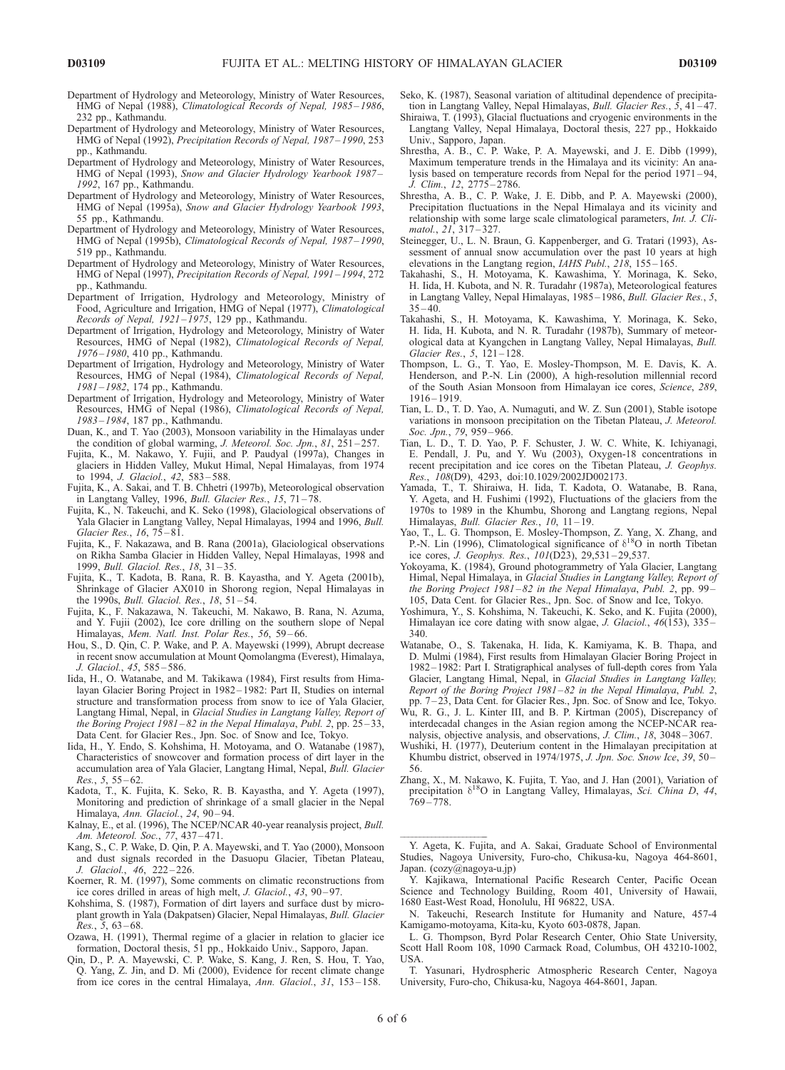Department of Hydrology and Meteorology, Ministry of Water Resources, HMG of Nepal (1988), *Climatological Records of Nepal, 1985–1986*, 232 pp., Kathmandu.

Department of Hydrology and Meteorology, Ministry of Water Resources, HMG of Nepal (1992), *Precipitation Records of Nepal, 1987–1990*, 253 pp., Kathmandu.

Department of Hydrology and Meteorology, Ministry of Water Resources, HMG of Nepal (1993), *Snow and Glacier Hydrology Yearbook 1987–1992*, 167 pp., Kathmandu.

Department of Hydrology and Meteorology, Ministry of Water Resources, HMG of Nepal (1995a), *Snow and Glacier Hydrology Yearbook 1993*, 55 pp., Kathmandu.

Department of Hydrology and Meteorology, Ministry of Water Resources, HMG of Nepal (1995b), *Climatological Records of Nepal, 1987–1990*, 519 pp., Kathmandu.

Department of Hydrology and Meteorology, Ministry of Water Resources, HMG of Nepal (1997), *Precipitation Records of Nepal, 1991–1994*, 272 pp., Kathmandu.

Department of Irrigation, Hydrology and Meteorology, Ministry of Food, Agriculture and Irrigation, HMG of Nepal (1977), *Climatological Records of Nepal, 1921–1975*, 129 pp., Kathmandu.

Department of Irrigation, Hydrology and Meteorology, Ministry of Water Resources, HMG of Nepal (1982), *Climatological Records of Nepal, 1976–1980*, 410 pp., Kathmandu.

Department of Irrigation, Hydrology and Meteorology, Ministry of Water Resources, HMG of Nepal (1984), *Climatological Records of Nepal, 1981–1982*, 174 pp., Kathmandu.

Department of Irrigation, Hydrology and Meteorology, Ministry of Water Resources, HMG of Nepal (1986), *Climatological Records of Nepal, 1983–1984*, 187 pp., Kathmandu.

Duan, K., and T. Yao (2003), Monsoon variability in the Himalayas under the condition of global warming, *J. Meteorol. Soc. Jpn.*, *81*, 251–257.

Fujita, K., M. Nakawo, Y. Fujii, and P. Paudyal (1997a), Changes in glaciers in Hidden Valley, Mukut Himal, Nepal Himalayas, from 1974 to 1994, *J. Glaciol.*, *42*, 583–588.

Fujita, K., A. Sakai, and T. B. Chhetri (1997b), Meteorological observation in Langtang Valley, 1996, *Bull. Glacier Res.*, *15*, 71–78.

Fujita, K., N. Takeuchi, and K. Seko (1998), Glaciological observations of Yala Glacier in Langtang Valley, Nepal Himalayas, 1994 and 1996, *Bull. Glacier Res.*, *16*, 75–81.

Fujita, K., F. Nakazawa, and B. Rana (2001a), Glaciological observations on Rikha Samba Glacier in Hidden Valley, Nepal Himalayas, 1998 and 1999, *Bull. Glaciol. Res.*, *18*, 31–35.

Fujita, K., T. Kadota, B. Rana, R. B. Kayastha, and Y. Ageta (2001b), Shrinkage of Glacier AX010 in Shorong region, Nepal Himalayas in the 1990s, *Bull. Glaciol. Res.*, *18*, 51–54.

Fujita, K., F. Nakazawa, N. Takeuchi, M. Nakawo, B. Rana, N. Azuma, and Y. Fujii (2002), Ice core drilling on the southern slope of Nepal Himalayas, *Mem. Natl. Inst. Polar Res.*, *56*, 59–66.

Hou, S., D. Qin, C. P. Wake, and P. A. Mayewski (1999), Abrupt decrease in recent snow accumulation at Mount Qomolangma (Everest), Himalaya, *J. Glaciol.*, *45*, 585–586.

Iida, H., O. Watanabe, and M. Takikawa (1984), First results from Himalayan Glacier Boring Project in 1982–1982: Part II, Studies on internal structure and transformation process from snow to ice of Yala Glacier, Langtang Himal, Nepal, in *Glacial Studies in Langtang Valley, Report of the Boring Project 1981–82 in the Nepal Himalaya*, *Publ. 2*, pp. 25–33, Data Cent. for Glacier Res., Jpn. Soc. of Snow and Ice, Tokyo.

Iida, H., Y. Endo, S. Kohshima, H. Motoyama, and O. Watanabe (1987), Characteristics of snowcover and formation process of dirt layer in the accumulation area of Yala Glacier, Langtang Himal, Nepal, *Bull. Glacier Res.*, *5*, 55–62.

Kadota, T., K. Fujita, K. Seko, R. B. Kayastha, and Y. Ageta (1997), Monitoring and prediction of shrinkage of a small glacier in the Nepal Himalaya, *Ann. Glaciol.*, *24*, 90–94.

Kalnay, E., et al. (1996), The NCEP/NCAR 40-year reanalysis project, *Bull. Am. Meteorol. Soc.*, *77*, 437–471.

Kang, S., C. P. Wake, D. Qin, P. A. Mayewski, and T. Yao (2000), Monsoon and dust signals recorded in the Dasuopu Glacier, Tibetan Plateau, *J. Glaciol.*, *46*, 222–226.

Koerner, R. M. (1997), Some comments on climatic reconstructions from ice cores drilled in areas of high melt, *J. Glaciol.*, *43*, 90–97.

Kohshima, S. (1987), Formation of dirt layers and surface dust by microplant growth in Yala (Dakpatsen) Glacier, Nepal Himalayas, *Bull. Glacier Res.*, *5*, 63–68.

Ozawa, H. (1991), Thermal regime of a glacier in relation to glacier ice formation, Doctoral thesis, 51 pp., Hokkaido Univ., Sapporo, Japan.

Qin, D., P. A. Mayewski, C. P. Wake, S. Kang, J. Ren, S. Hou, T. Yao, Q. Yang, Z. Jin, and D. Mi (2000), Evidence for recent climate change from ice cores in the central Himalaya, *Ann. Glaciol.*, *31*, 153–158.

Seko, K. (1987), Seasonal variation of altitudinal dependence of precipitation in Langtang Valley, Nepal Himalayas, *Bull. Glacier Res.*, *5*, 41–47.

Shiraiwa, T. (1993), Glacial fluctuations and cryogenic environments in the Langtang Valley, Nepal Himalaya, Doctoral thesis, 227 pp., Hokkaido Univ., Sapporo, Japan.

Shrestha, A. B., C. P. Wake, P. A. Mayewski, and J. E. Dibb (1999), Maximum temperature trends in the Himalaya and its vicinity: An analysis based on temperature records from Nepal for the period 1971–94, *J. Clim.*, *12*, 2775–2786.

Shrestha, A. B., C. P. Wake, J. E. Dibb, and P. A. Mayewski (2000), Precipitation fluctuations in the Nepal Himalaya and its vicinity and relationship with some large scale climatological parameters, *Int. J. Climatol.*, *21*, 317–327.

Steinegger, U., L. N. Braun, G. Kappenberger, and G. Tratari (1993), Assessment of annual snow accumulation over the past 10 years at high elevations in the Langtang region, *IAHS Publ.*, *218*, 155–165.

Takahashi, S., H. Motoyama, K. Kawashima, Y. Morinaga, K. Seko, H. Iida, H. Kubota, and N. R. Turadahr (1987a), Meteorological features in Langtang Valley, Nepal Himalayas, 1985–1986, *Bull. Glacier Res.*, *5*, 35–40.

Takahashi, S., H. Motoyama, K. Kawashima, Y. Morinaga, K. Seko, H. Iida, H. Kubota, and N. R. Turadahr (1987b), Summary of meteorological data at Kyangchen in Langtang Valley, Nepal Himalayas, *Bull. Glacier Res.*, *5*, 121–128.

Thompson, L. G., T. Yao, E. Mosley-Thompson, M. E. Davis, K. A. Henderson, and P.-N. Lin (2000), A high-resolution millennial record of the South Asian Monsoon from Himalayan ice cores, *Science*, *289*, 1916–1919.

Tian, L. D., T. D. Yao, A. Numaguti, and W. Z. Sun (2001), Stable isotope variations in monsoon precipitation on the Tibetan Plateau, *J. Meteorol. Soc. Jpn.*, *79*, 959–966.

Tian, L. D., T. D. Yao, P. F. Schuster, J. W. C. White, K. Ichiyanagi, E. Pendall, J. Pu, and Y. Wu (2003), Oxygen-18 concentrations in recent precipitation and ice cores on the Tibetan Plateau, *J. Geophys. Res.*, *108*(D9), 4293, doi:10.1029/2002JD002173.

Yamada, T., T. Shiraiwa, H. Iida, T. Kadota, O. Watanabe, B. Rana, Y. Ageta, and H. Fushimi (1992), Fluctuations of the glaciers from the 1970s to 1989 in the Khumbu, Shorong and Langtang regions, Nepal Himalayas, *Bull. Glacier Res.*, *10*, 11–19.

Yao, T., L. G. Thompson, E. Mosley-Thompson, Z. Yang, X. Zhang, and P.-N. Lin (1996), Climatological significance of $\delta^{18}O$ in north Tibetan ice cores, *J. Geophys. Res.*, *101*(D23), 29,531–29,537.

Yokoyama, K. (1984), Ground photogrammetry of Yala Glacier, Langtang Himal, Nepal Himalaya, in *Glacial Studies in Langtang Valley, Report of the Boring Project 1981–82 in the Nepal Himalaya*, *Publ. 2*, pp. 99–105, Data Cent. for Glacier Res., Jpn. Soc. of Snow and Ice, Tokyo.

Yoshimura, Y., S. Kohshima, N. Takeuchi, K. Seko, and K. Fujita (2000), Himalayan ice core dating with snow algae, *J. Glaciol.*, *46*(153), 335–340.

Watanabe, O., S. Takenaka, H. Iida, K. Kamiyama, K. B. Thapa, and D. Mulmi (1984), First results from Himalayan Glacier Boring Project in 1982–1982: Part I. Stratigraphic analyses of full-depth cores from Yala Glacier, Langtang Himal, Nepal, in *Glacial Studies in Langtang Valley, Report of the Boring Project 1981–82 in the Nepal Himalaya*, *Publ. 2*, pp. 7–23, Data Cent. for Glacier Res., Jpn. Soc. of Snow and Ice, Tokyo.

Wu, R. G., J. L. Kinter III, and B. P. Kirtman (2005), Discrepancy of interdecadal changes in the Asian region among the NCEP-NCAR reanalysis, objective analysis, and observations, *J. Clim.*, *18*, 3048–3067.

Wushiki, H. (1977), Deuterium content in the Himalayan precipitation at Khumbu district, observed in 1974/1975, *J. Jpn. Soc. Snow Ice*, *39*, 50–56.

Zhang, X., M. Nakawo, K. Fujita, T. Yao, and J. Han (2001), Variation of precipitation $\delta^{18}O$ in Langtang Valley, Himalayas, *Sci. China D*, *44*, 769–778.

---

Y. Ageta, K. Fujita, and A. Sakai, Graduate School of Environmental Studies, Nagoya University, Furo-cho, Chikusa-ku, Nagoya 464-8601, Japan. (cozy@nagoya-u.jp)

Y. Kajikawa, International Pacific Research Center, Pacific Ocean Science and Technology Building, Room 401, University of Hawaii, 1680 East-West Road, Honolulu, HI 96822, USA.

N. Takeuchi, Research Institute for Humanity and Nature, 457-4 Kamigamo-motoyama, Kita-ku, Kyoto 603-0878, Japan.

L. G. Thompson, Byrd Polar Research Center, Ohio State University, Scott Hall Room 108, 1090 Carmack Road, Columbus, OH 43210-1002, USA.

T. Yasunari, Hydrospheric Atmospheric Research Center, Nagoya University, Furo-cho, Chikusa-ku, Nagoya 464-8601, Japan.